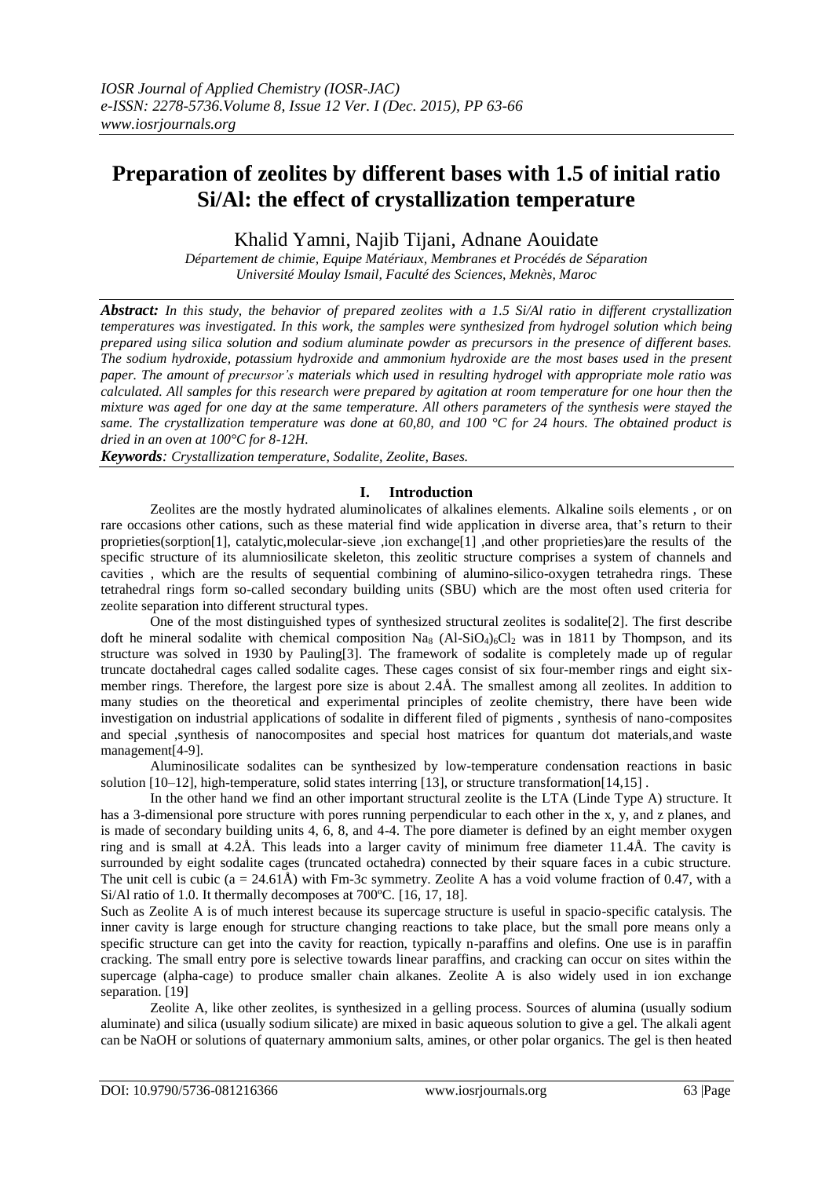# Preparation of zeolites by different bases with 1.5 of initial ratio Si/Al: the effect of crystallization temperature

Khalid Yamni, Najib Tijani, Adnane Aouidate

*Département de chimie, Equipe Matériaux, Membranes et Procédés de Séparation*
*Université Moulay Ismail, Faculté des Sciences, Meknès, Maroc*

***Abstract:*** *In this study, the behavior of prepared zeolites with a 1.5 Si/Al ratio in different crystallization temperatures was investigated. In this work, the samples were synthesized from hydrogel solution which being prepared using silica solution and sodium aluminate powder as precursors in the presence of different bases. The sodium hydroxide, potassium hydroxide and ammonium hydroxide are the most bases used in the present paper. The amount of precursor's materials which used in resulting hydrogel with appropriate mole ratio was calculated. All samples for this research were prepared by agitation at room temperature for one hour then the mixture was aged for one day at the same temperature. All others parameters of the synthesis were stayed the same. The crystallization temperature was done at 60,80, and 100 °C for 24 hours. The obtained product is dried in an oven at 100°C for 8-12H.*

***Keywords****: Crystallization temperature, Sodalite, Zeolite, Bases.*

## I. Introduction

Zeolites are the mostly hydrated aluminolicates of alkalines elements. Alkaline soils elements , or on rare occasions other cations, such as these material find wide application in diverse area, that's return to their proprieties(sorption[1], catalytic,molecular-sieve ,ion exchange[1] ,and other proprieties)are the results of the specific structure of its alumniosilicate skeleton, this zeolitic structure comprises a system of channels and cavities , which are the results of sequential combining of alumino-silico-oxygen tetrahedra rings. These tetrahedral rings form so-called secondary building units (SBU) which are the most often used criteria for zeolite separation into different structural types.

One of the most distinguished types of synthesized structural zeolites is sodalite[2]. The first describe doft he mineral sodalite with chemical composition $Na_8$ $(Al\text{-}SiO_4)_6Cl_2$ was in 1811 by Thompson, and its structure was solved in 1930 by Pauling[3]. The framework of sodalite is completely made up of regular truncate doctahedral cages called sodalite cages. These cages consist of six four-member rings and eight six-member rings. Therefore, the largest pore size is about 2.4Å. The smallest among all zeolites. In addition to many studies on the theoretical and experimental principles of zeolite chemistry, there have been wide investigation on industrial applications of sodalite in different filed of pigments , synthesis of nano-composites and special ,synthesis of nanocomposites and special host matrices for quantum dot materials,and waste management[4-9].

Aluminosilicate sodalites can be synthesized by low-temperature condensation reactions in basic solution [10–12], high-temperature, solid states interring [13], or structure transformation[14,15] .

In the other hand we find an other important structural zeolite is the LTA (Linde Type A) structure. It has a 3-dimensional pore structure with pores running perpendicular to each other in the x, y, and z planes, and is made of secondary building units 4, 6, 8, and 4-4. The pore diameter is defined by an eight member oxygen ring and is small at 4.2Å. This leads into a larger cavity of minimum free diameter 11.4Å. The cavity is surrounded by eight sodalite cages (truncated octahedra) connected by their square faces in a cubic structure. The unit cell is cubic (a = 24.61Å) with Fm-3c symmetry. Zeolite A has a void volume fraction of 0.47, with a Si/Al ratio of 1.0. It thermally decomposes at 700ºC. [16, 17, 18].

Such as Zeolite A is of much interest because its supercage structure is useful in spacio-specific catalysis. The inner cavity is large enough for structure changing reactions to take place, but the small pore means only a specific structure can get into the cavity for reaction, typically n-paraffins and olefins. One use is in paraffin cracking. The small entry pore is selective towards linear paraffins, and cracking can occur on sites within the supercage (alpha-cage) to produce smaller chain alkanes. Zeolite A is also widely used in ion exchange separation. [19]

Zeolite A, like other zeolites, is synthesized in a gelling process. Sources of alumina (usually sodium aluminate) and silica (usually sodium silicate) are mixed in basic aqueous solution to give a gel. The alkali agent can be NaOH or solutions of quaternary ammonium salts, amines, or other polar organics. The gel is then heated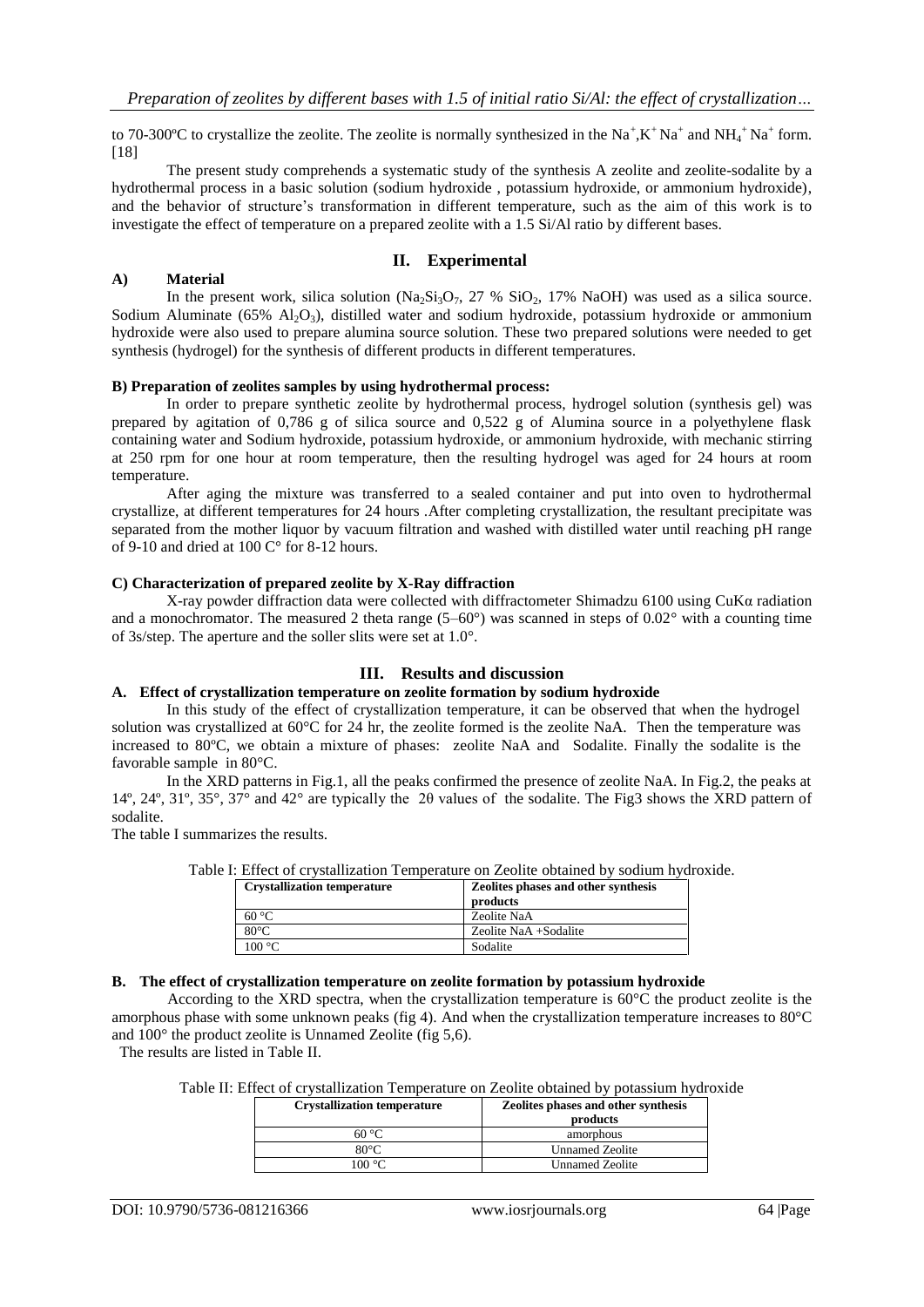to 70-300ºC to crystallize the zeolite. The zeolite is normally synthesized in the $Na^+$,$K^+$ $Na^+$ and $NH_4^+$ $Na^+$ form. [18]

The present study comprehends a systematic study of the synthesis A zeolite and zeolite-sodalite by a hydrothermal process in a basic solution (sodium hydroxide , potassium hydroxide, or ammonium hydroxide), and the behavior of structure's transformation in different temperature, such as the aim of this work is to investigate the effect of temperature on a prepared zeolite with a 1.5 Si/Al ratio by different bases.

## II. Experimental

### A) Material

In the present work, silica solution ($Na_2Si_3O_7$, 27 % $SiO_2$, 17% NaOH) was used as a silica source. Sodium Aluminate (65% $Al_2O_3$), distilled water and sodium hydroxide, potassium hydroxide or ammonium hydroxide were also used to prepare alumina source solution. These two prepared solutions were needed to get synthesis (hydrogel) for the synthesis of different products in different temperatures.

### B) Preparation of zeolites samples by using hydrothermal process:

In order to prepare synthetic zeolite by hydrothermal process, hydrogel solution (synthesis gel) was prepared by agitation of 0,786 g of silica source and 0,522 g of Alumina source in a polyethylene flask containing water and Sodium hydroxide, potassium hydroxide, or ammonium hydroxide, with mechanic stirring at 250 rpm for one hour at room temperature, then the resulting hydrogel was aged for 24 hours at room temperature.

After aging the mixture was transferred to a sealed container and put into oven to hydrothermal crystallize, at different temperatures for 24 hours .After completing crystallization, the resultant precipitate was separated from the mother liquor by vacuum filtration and washed with distilled water until reaching pH range of 9-10 and dried at 100 C° for 8-12 hours.

### C) Characterization of prepared zeolite by X-Ray diffraction

X-ray powder diffraction data were collected with diffractometer Shimadzu 6100 using CuKα radiation and a monochromator. The measured 2 theta range (5–60°) was scanned in steps of 0.02° with a counting time of 3s/step. The aperture and the soller slits were set at 1.0°.

## III. Results and discussion

### A. Effect of crystallization temperature on zeolite formation by sodium hydroxide

In this study of the effect of crystallization temperature, it can be observed that when the hydrogel solution was crystallized at 60°C for 24 hr, the zeolite formed is the zeolite NaA. Then the temperature was increased to 80ºC, we obtain a mixture of phases: zeolite NaA and Sodalite. Finally the sodalite is the favorable sample in 80°C.

In the XRD patterns in Fig.1, all the peaks confirmed the presence of zeolite NaA. In Fig.2, the peaks at 14º, 24º, 31º, 35°, 37° and 42° are typically the 2θ values of the sodalite. The Fig3 shows the XRD pattern of sodalite.

The table I summarizes the results.

Table I: Effect of crystallization Temperature on Zeolite obtained by sodium hydroxide.

| Crystallization temperature | Zeolites phases and other synthesis products |
|---|---|
| 60 °C | Zeolite NaA |
| 80°C | Zeolite NaA +Sodalite |
| 100 °C | Sodalite |

### B. The effect of crystallization temperature on zeolite formation by potassium hydroxide

According to the XRD spectra, when the crystallization temperature is 60°C the product zeolite is the amorphous phase with some unknown peaks (fig 4). And when the crystallization temperature increases to 80°C and 100° the product zeolite is Unnamed Zeolite (fig 5,6).

The results are listed in Table II.

Table II: Effect of crystallization Temperature on Zeolite obtained by potassium hydroxide

| Crystallization temperature | Zeolites phases and other synthesis products |
|---|---|
| 60 °C | amorphous |
| 80°C | Unnamed Zeolite |
| 100 °C | Unnamed Zeolite |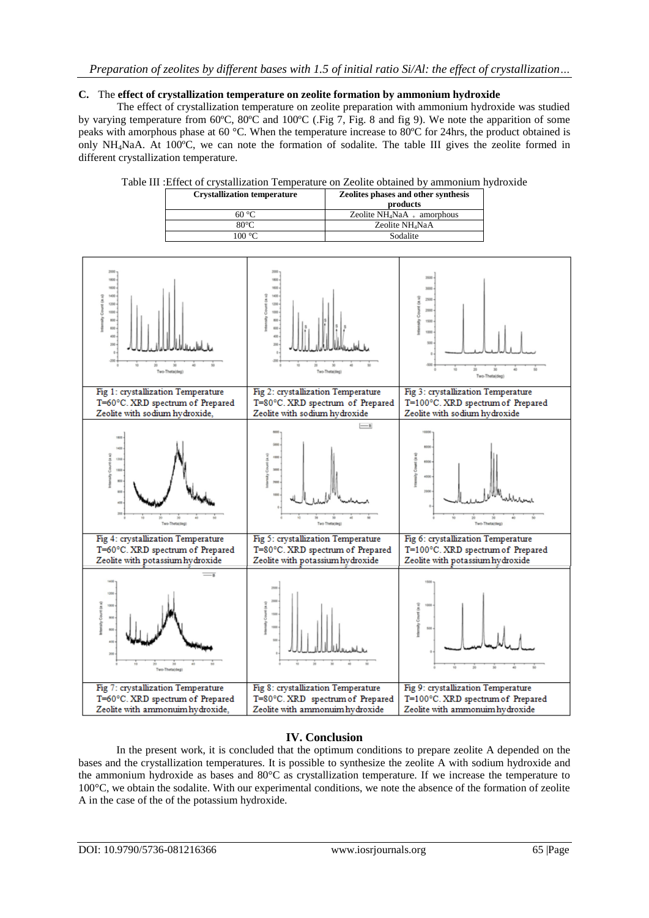### C. The **effect of crystallization temperature on zeolite formation by ammonium hydroxide**

The effect of crystallization temperature on zeolite preparation with ammonium hydroxide was studied by varying temperature from 60ºC, 80ºC and 100ºC (.Fig 7, Fig. 8 and fig 9). We note the apparition of some peaks with amorphous phase at 60 °C. When the temperature increase to 80ºC for 24hrs, the product obtained is only $NH_4NaA$. At 100ºC, we can note the formation of sodalite. The table III gives the zeolite formed in different crystallization temperature.

Table III :Effect of crystallization Temperature on Zeolite obtained by ammonium hydroxide

| Crystallization temperature | Zeolites phases and other synthesis products |
|---|---|
| 60 °C | Zeolite $NH_4NaA$ + amorphous |
| 80°C | Zeolite $NH_4NaA$ |
| 100 °C | Sodalite |

Fig 1: crystallization Temperature T=60°C. XRD spectrum of Prepared Zeolite with sodium hydroxide,

Fig 2: crystallization Temperature T=80°C. XRD spectrum of Prepared Zeolite with sodium hydroxide

Fig 3: crystallization Temperature T=100°C. XRD spectrum of Prepared Zeolite with sodium hydroxide

Fig 4: crystallization Temperature T=60°C. XRD spectrum of Prepared Zeolite with potassium hydroxide

Fig 5: crystallization Temperature T=80°C. XRD spectrum of Prepared Zeolite with potassium hydroxide

Fig 6: crystallization Temperature T=100°C. XRD spectrum of Prepared Zeolite with potassium hydroxide

Fig 7: crystallization Temperature T=60°C. XRD spectrum of Prepared Zeolite with ammonuim hydroxide,

Fig 8: crystallization Temperature T=80°C. XRD spectrum of Prepared Zeolite with ammonuim hydroxide

Fig 9: crystallization Temperature T=100°C. XRD spectrum of Prepared Zeolite with ammonuim hydroxide

## IV. Conclusion

In the present work, it is concluded that the optimum conditions to prepare zeolite A depended on the bases and the crystallization temperatures. It is possible to synthesize the zeolite A with sodium hydroxide and the ammonium hydroxide as bases and 80°C as crystallization temperature. If we increase the temperature to 100°C, we obtain the sodalite. With our experimental conditions, we note the absence of the formation of zeolite A in the case of the of the potassium hydroxide.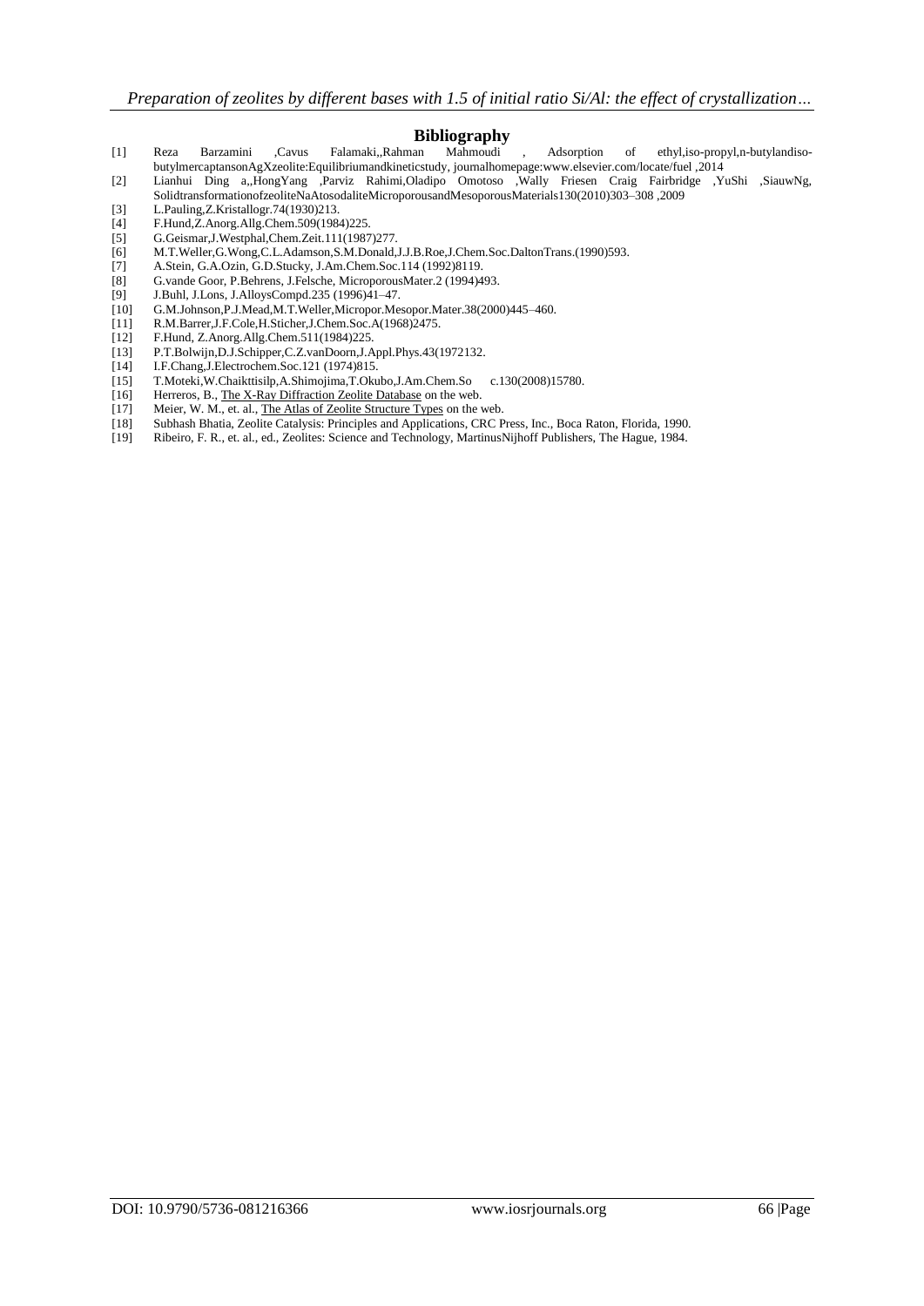## Bibliography

[1] Reza Barzamini ,Cavus Falamaki,,Rahman Mahmoudi , Adsorption of ethyl,iso-propyl,n-butylandiso-butylmercaptansonAgXzeolite:Equilibriumandkineticstudy, journalhomepage:www.elsevier.com/locate/fuel ,2014

[2] Lianhui Ding a,,HongYang ,Parviz Rahimi,Oladipo Omotoso ,Wally Friesen Craig Fairbridge ,YuShi ,SiauwNg, SolidtransformationofzeoliteNaAtosodaliteMicroporousandMesoporousMaterials130(2010)303–308 ,2009

[3] L.Pauling,Z.Kristallogr.74(1930)213.

[4] F.Hund,Z.Anorg.Allg.Chem.509(1984)225.

[5] G.Geismar,J.Westphal,Chem.Zeit.111(1987)277.

[6] M.T.Weller,G.Wong,C.L.Adamson,S.M.Donald,J.J.B.Roe,J.Chem.Soc.DaltonTrans.(1990)593.

[7] A.Stein, G.A.Ozin, G.D.Stucky, J.Am.Chem.Soc.114 (1992)8119.

[8] G.vande Goor, P.Behrens, J.Felsche, MicroporousMater.2 (1994)493.

[9] J.Buhl, J.Lons, J.AlloysCompd.235 (1996)41–47.

[10] G.M.Johnson,P.J.Mead,M.T.Weller,Micropor.Mesopor.Mater.38(2000)445–460.

[11] R.M.Barrer,J.F.Cole,H.Sticher,J.Chem.Soc.A(1968)2475.

[12] F.Hund, Z.Anorg.Allg.Chem.511(1984)225.

[13] P.T.Bolwijn,D.J.Schipper,C.Z.vanDoorn,J.Appl.Phys.43(1972132.

[14] I.F.Chang,J.Electrochem.Soc.121 (1974)815.

[15] T.Moteki,W.Chaikttisilp,A.Shimojima,T.Okubo,J.Am.Chem.So c.130(2008)15780.

[16] Herreros, B., The X-Ray Diffraction Zeolite Database on the web.

[17] Meier, W. M., et. al., The Atlas of Zeolite Structure Types on the web.

[18] Subhash Bhatia, Zeolite Catalysis: Principles and Applications, CRC Press, Inc., Boca Raton, Florida, 1990.

[19] Ribeiro, F. R., et. al., ed., Zeolites: Science and Technology, MartinusNijhoff Publishers, The Hague, 1984.